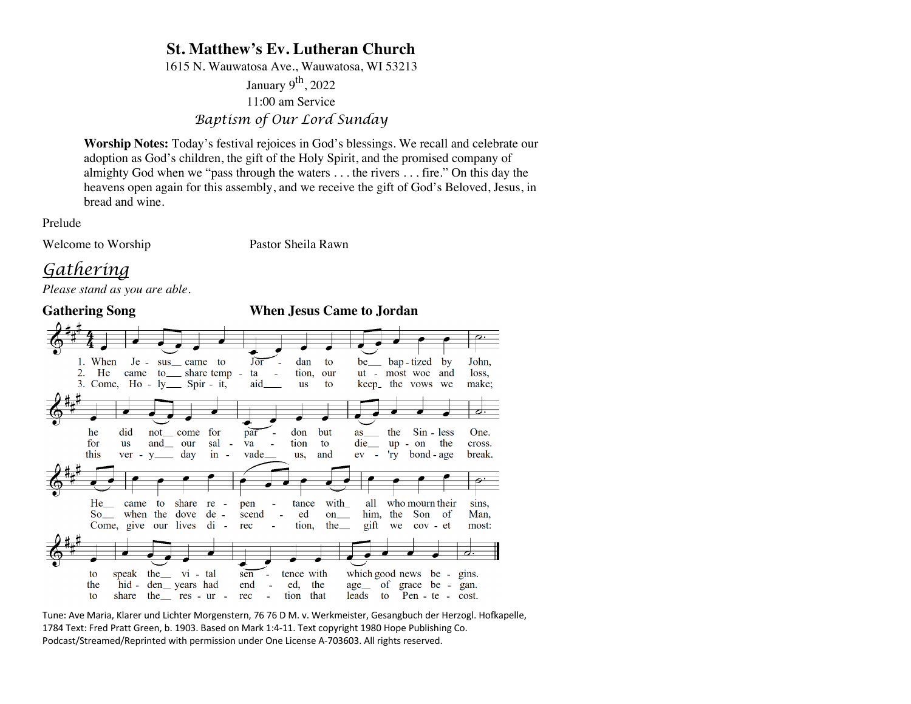# St. Matthew's Ev. Lutheran Church

1615 N. Wauwatosa Ave., Wauwatosa, WI 53213

January 9th, 2022

11:00 am Service

*Baptism of Our Lord Sunday*

**Worship Notes:** Today's festival rejoices in God's blessings. We recall and celebrate our adoption as God's children, the gift of the Holy Spirit, and the promised company of almighty God when we "pass through the waters . . . the rivers . . . fire." On this day the heavens open again for this assembly, and we receive the gift of God's Beloved, Jesus, in bread and wine.

Prelude

Welcome to Worship Pastor Sheila Rawn

## *Gathering*

*Please stand as you are able.*

**Gathering Song** **When Jesus Came to Jordan**

1. When Jesus came to Jordan to be baptized by John, he did not come for pardon but as the Sinless One. He came to share repentance with all who mourn their sins, to speak the vital sentence with which good news begins.

2. He came to share temptation, our utmost woe and loss, for us and our salvation to die upon the cross. So when the dove descended on him, the Son of Man, the hidden years had ended, the age of grace began.

3. Come, Holy Spirit, aid us to keep the vows we make; this very day invade us, and ev'ry bondage break. Come, give our lives direction, the gift we covet most: to share the resurrection that leads to Pentecost.

Tune: Ave Maria, Klarer und Lichter Morgenstern, 76 76 D M. v. Werkmeister, Gesangbuch der Herzogl. Hofkapelle, 1784 Text: Fred Pratt Green, b. 1903. Based on Mark 1:4-11. Text copyright 1980 Hope Publishing Co. Podcast/Streamed/Reprinted with permission under One License A-703603. All rights reserved.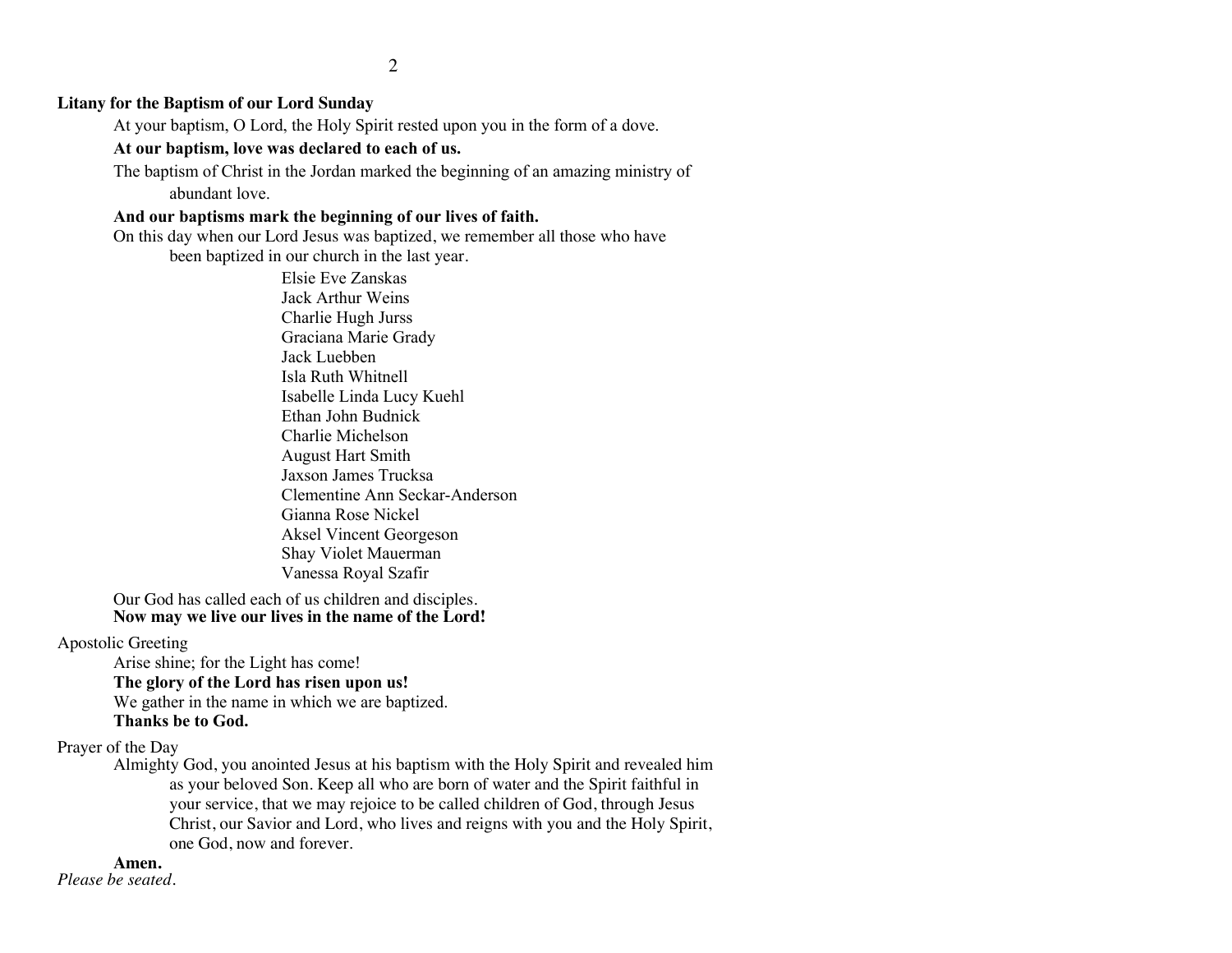**Litany for the Baptism of our Lord Sunday**

At your baptism, O Lord, the Holy Spirit rested upon you in the form of a dove.

**At our baptism, love was declared to each of us.**

The baptism of Christ in the Jordan marked the beginning of an amazing ministry of abundant love.

**And our baptisms mark the beginning of our lives of faith.**

On this day when our Lord Jesus was baptized, we remember all those who have been baptized in our church in the last year.

Elsie Eve Zanskas
Jack Arthur Weins
Charlie Hugh Jurss
Graciana Marie Grady
Jack Luebben
Isla Ruth Whitnell
Isabelle Linda Lucy Kuehl
Ethan John Budnick
Charlie Michelson
August Hart Smith
Jaxson James Trucksa
Clementine Ann Seckar-Anderson
Gianna Rose Nickel
Aksel Vincent Georgeson
Shay Violet Mauerman
Vanessa Royal Szafir

Our God has called each of us children and disciples.
**Now may we live our lives in the name of the Lord!**

Apostolic Greeting

Arise shine; for the Light has come!
**The glory of the Lord has risen upon us!**
We gather in the name in which we are baptized.
**Thanks be to God.**

Prayer of the Day

Almighty God, you anointed Jesus at his baptism with the Holy Spirit and revealed him as your beloved Son. Keep all who are born of water and the Spirit faithful in your service, that we may rejoice to be called children of God, through Jesus Christ, our Savior and Lord, who lives and reigns with you and the Holy Spirit, one God, now and forever.

**Amen.**

*Please be seated.*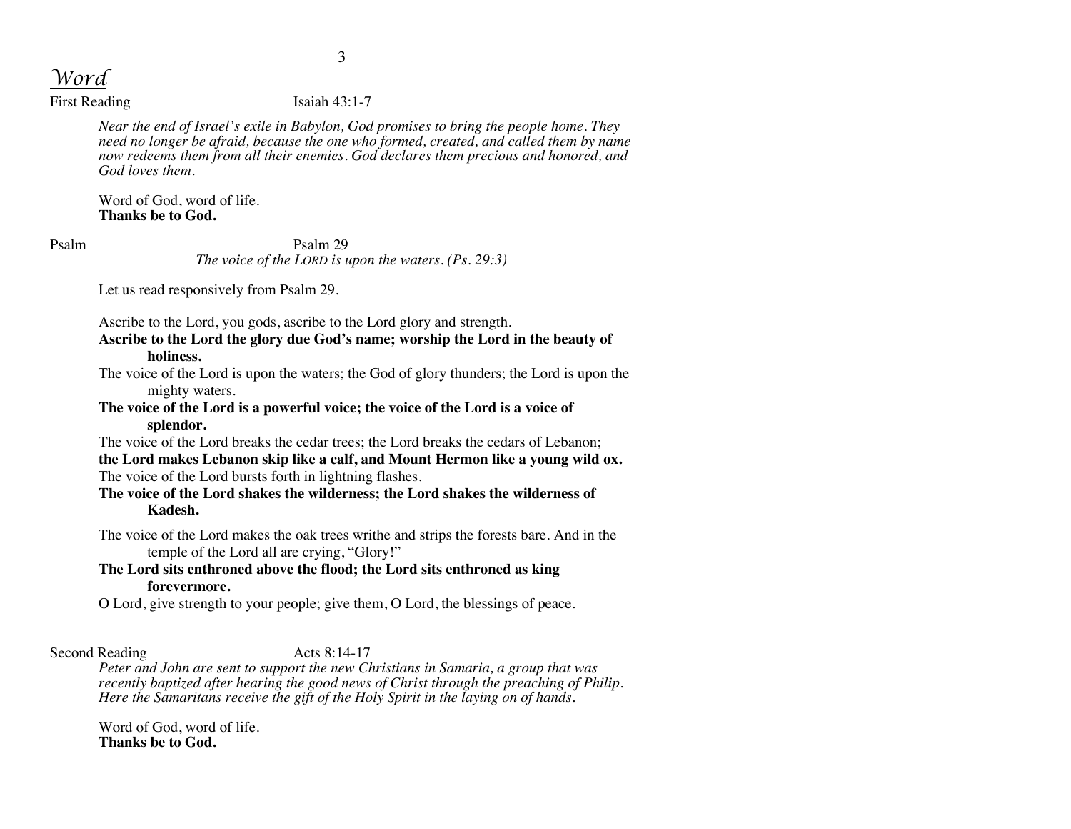# *Word*

First Reading Isaiah 43:1-7

*Near the end of Israel's exile in Babylon, God promises to bring the people home. They need no longer be afraid, because the one who formed, created, and called them by name now redeems them from all their enemies. God declares them precious and honored, and God loves them.*

Word of God, word of life.
**Thanks be to God.**

Psalm Psalm 29

*The voice of the LORD is upon the waters. (Ps. 29:3)*

Let us read responsively from Psalm 29.

Ascribe to the Lord, you gods, ascribe to the Lord glory and strength.
**Ascribe to the Lord the glory due God's name; worship the Lord in the beauty of holiness.**
The voice of the Lord is upon the waters; the God of glory thunders; the Lord is upon the mighty waters.
**The voice of the Lord is a powerful voice; the voice of the Lord is a voice of splendor.**
The voice of the Lord breaks the cedar trees; the Lord breaks the cedars of Lebanon;
**the Lord makes Lebanon skip like a calf, and Mount Hermon like a young wild ox.**
The voice of the Lord bursts forth in lightning flashes.
**The voice of the Lord shakes the wilderness; the Lord shakes the wilderness of Kadesh.**

The voice of the Lord makes the oak trees writhe and strips the forests bare. And in the temple of the Lord all are crying, "Glory!"
**The Lord sits enthroned above the flood; the Lord sits enthroned as king forevermore.**
O Lord, give strength to your people; give them, O Lord, the blessings of peace.

Second Reading Acts 8:14-17

*Peter and John are sent to support the new Christians in Samaria, a group that was recently baptized after hearing the good news of Christ through the preaching of Philip. Here the Samaritans receive the gift of the Holy Spirit in the laying on of hands.*

Word of God, word of life.
**Thanks be to God.**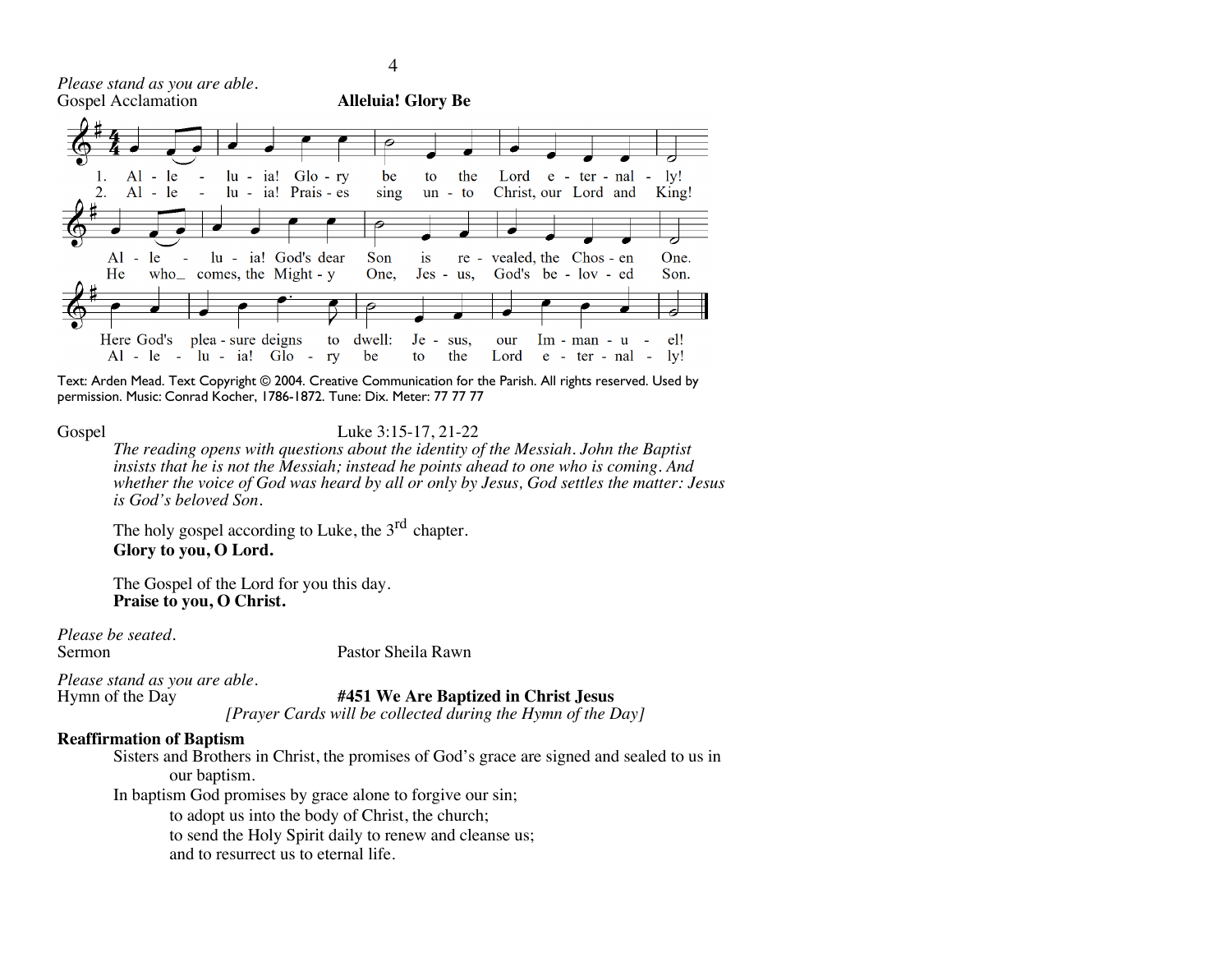*Please stand as you are able.*

Gospel Acclamation **Alleluia! Glory Be**

1. Al - le - lu - ia! Glo - ry be to the Lord e - ter - nal - ly!
2. Al - le - lu - ia! Prais - es sing un - to Christ, our Lord and King!

Al - le - lu - ia! God's dear Son is re - vealed, the Chos - en One.
He who_ comes, the Might - y One, Jes - us, God's be - lov - ed Son.

Here God's plea - sure deigns to dwell: Je - sus, our Im - man - u - el!
Al - le - lu - ia! Glo - ry be to the Lord e - ter - nal - ly!

Text: Arden Mead. Text Copyright © 2004. Creative Communication for the Parish. All rights reserved. Used by permission. Music: Conrad Kocher, 1786-1872. Tune: Dix. Meter: 77 77 77

Gospel Luke 3:15-17, 21-22

*The reading opens with questions about the identity of the Messiah. John the Baptist insists that he is not the Messiah; instead he points ahead to one who is coming. And whether the voice of God was heard by all or only by Jesus, God settles the matter: Jesus is God's beloved Son.*

The holy gospel according to Luke, the 3rd chapter.
**Glory to you, O Lord.**

The Gospel of the Lord for you this day.
**Praise to you, O Christ.**

*Please be seated.*

Sermon Pastor Sheila Rawn

*Please stand as you are able.*

Hymn of the Day **#451 We Are Baptized in Christ Jesus**

*[Prayer Cards will be collected during the Hymn of the Day]*

**Reaffirmation of Baptism**

Sisters and Brothers in Christ, the promises of God's grace are signed and sealed to us in our baptism.

In baptism God promises by grace alone to forgive our sin;
to adopt us into the body of Christ, the church;
to send the Holy Spirit daily to renew and cleanse us;
and to resurrect us to eternal life.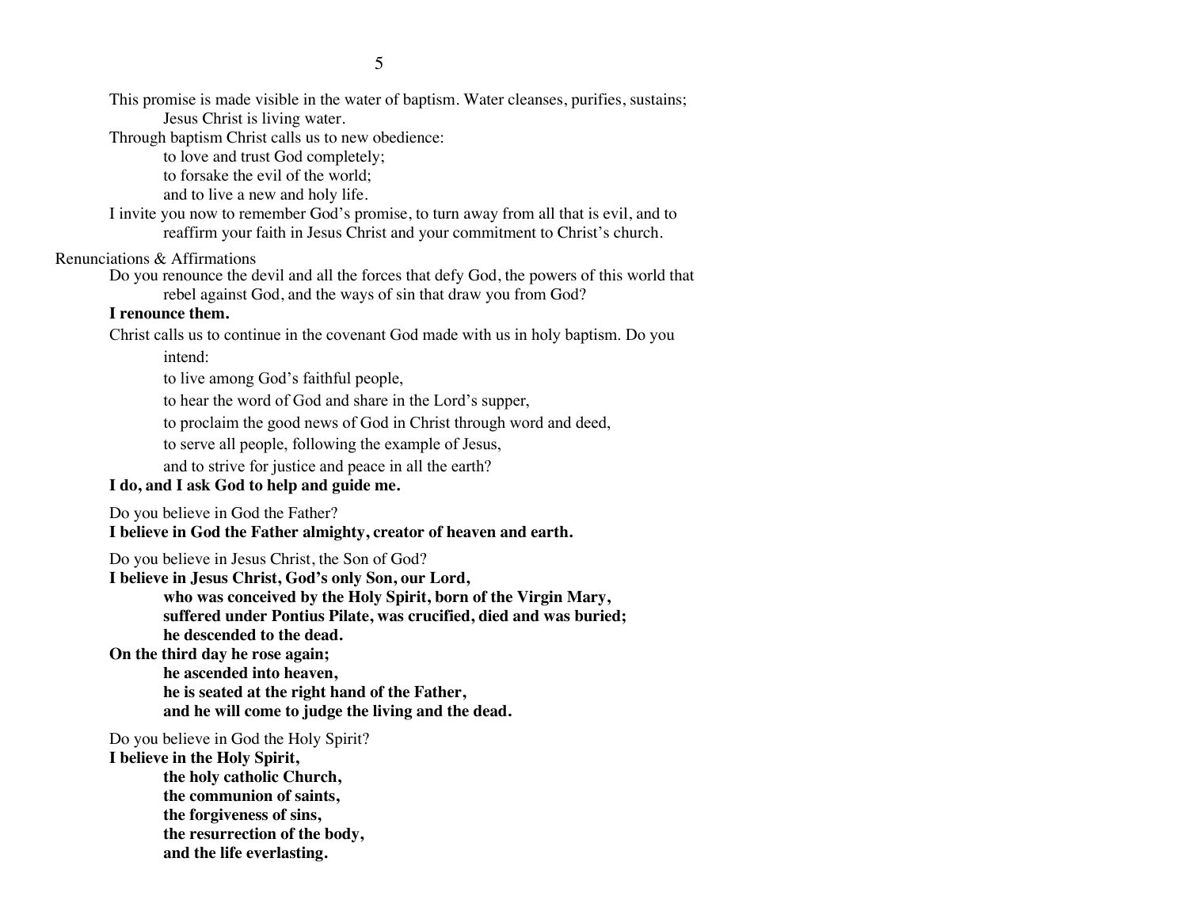This promise is made visible in the water of baptism. Water cleanses, purifies, sustains; Jesus Christ is living water.

Through baptism Christ calls us to new obedience:

to love and trust God completely;
to forsake the evil of the world;
and to live a new and holy life.

I invite you now to remember God's promise, to turn away from all that is evil, and to reaffirm your faith in Jesus Christ and your commitment to Christ's church.

Renunciations & Affirmations

Do you renounce the devil and all the forces that defy God, the powers of this world that rebel against God, and the ways of sin that draw you from God?

**I renounce them.**

Christ calls us to continue in the covenant God made with us in holy baptism. Do you intend:

to live among God's faithful people,
to hear the word of God and share in the Lord's supper,
to proclaim the good news of God in Christ through word and deed,
to serve all people, following the example of Jesus,
and to strive for justice and peace in all the earth?

**I do, and I ask God to help and guide me.**

Do you believe in God the Father?

**I believe in God the Father almighty, creator of heaven and earth.**

Do you believe in Jesus Christ, the Son of God?

**I believe in Jesus Christ, God's only Son, our Lord,**
**who was conceived by the Holy Spirit, born of the Virgin Mary,**
**suffered under Pontius Pilate, was crucified, died and was buried;**
**he descended to the dead.**
**On the third day he rose again;**
**he ascended into heaven,**
**he is seated at the right hand of the Father,**
**and he will come to judge the living and the dead.**

Do you believe in God the Holy Spirit?

**I believe in the Holy Spirit,**
**the holy catholic Church,**
**the communion of saints,**
**the forgiveness of sins,**
**the resurrection of the body,**
**and the life everlasting.**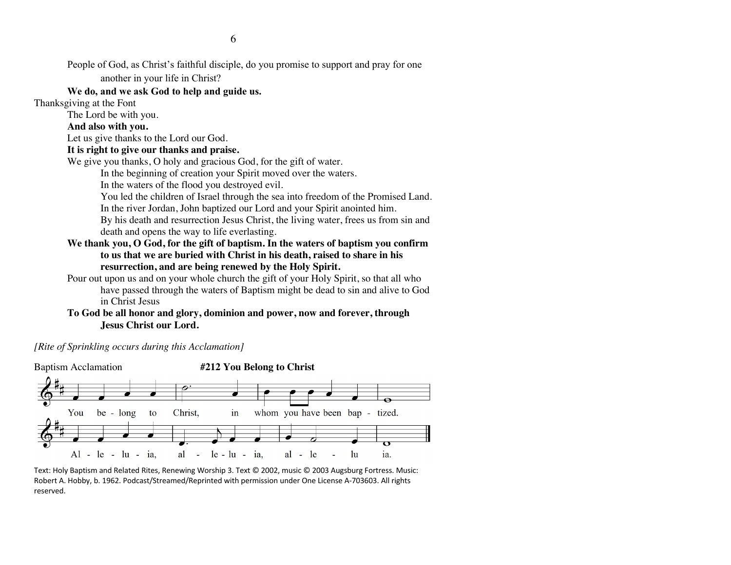People of God, as Christ's faithful disciple, do you promise to support and pray for one another in your life in Christ?

**We do, and we ask God to help and guide us.**

Thanksgiving at the Font

The Lord be with you.

**And also with you.**

Let us give thanks to the Lord our God.

**It is right to give our thanks and praise.**

We give you thanks, O holy and gracious God, for the gift of water.

In the beginning of creation your Spirit moved over the waters.

In the waters of the flood you destroyed evil.

You led the children of Israel through the sea into freedom of the Promised Land.

In the river Jordan, John baptized our Lord and your Spirit anointed him.

By his death and resurrection Jesus Christ, the living water, frees us from sin and death and opens the way to life everlasting.

**We thank you, O God, for the gift of baptism. In the waters of baptism you confirm to us that we are buried with Christ in his death, raised to share in his resurrection, and are being renewed by the Holy Spirit.**

Pour out upon us and on your whole church the gift of your Holy Spirit, so that all who have passed through the waters of Baptism might be dead to sin and alive to God in Christ Jesus

**To God be all honor and glory, dominion and power, now and forever, through Jesus Christ our Lord.**

*[Rite of Sprinkling occurs during this Acclamation]*

Baptism Acclamation **#212 You Belong to Christ**

You be - long to Christ, in whom you have been bap - tized.

Al - le - lu - ia, al - le - lu - ia, al - le - lu ia.

Text: Holy Baptism and Related Rites, Renewing Worship 3. Text © 2002, music © 2003 Augsburg Fortress. Music: Robert A. Hobby, b. 1962. Podcast/Streamed/Reprinted with permission under One License A-703603. All rights reserved.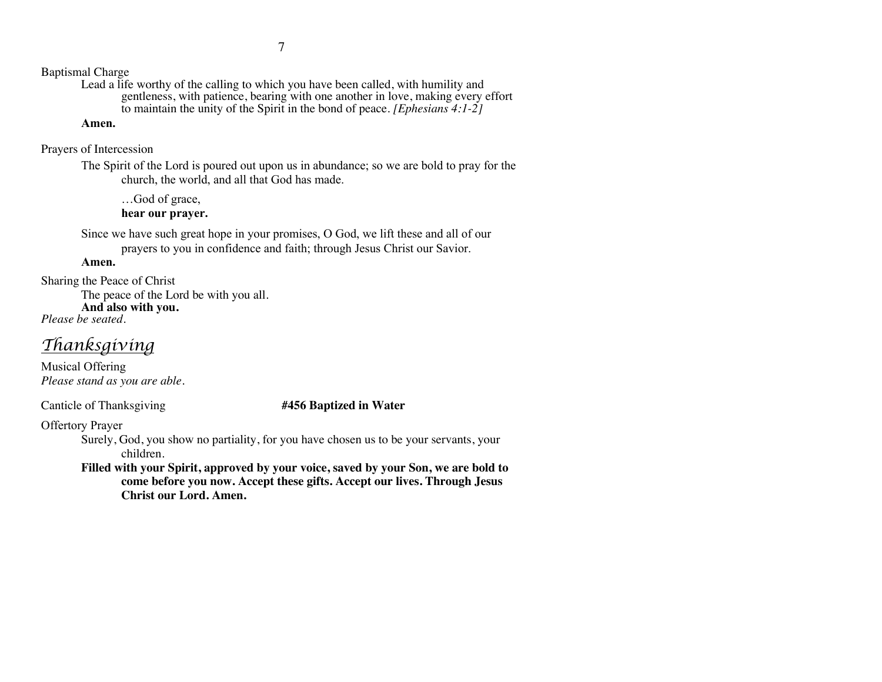Baptismal Charge

Lead a life worthy of the calling to which you have been called, with humility and gentleness, with patience, bearing with one another in love, making every effort to maintain the unity of the Spirit in the bond of peace. *[Ephesians 4:1-2]*

**Amen.**

Prayers of Intercession

The Spirit of the Lord is poured out upon us in abundance; so we are bold to pray for the church, the world, and all that God has made.

…God of grace,
**hear our prayer.**

Since we have such great hope in your promises, O God, we lift these and all of our prayers to you in confidence and faith; through Jesus Christ our Savior.

**Amen.**

Sharing the Peace of Christ

The peace of the Lord be with you all.
**And also with you.**

*Please be seated.*

## *Thanksgiving*

Musical Offering

*Please stand as you are able.*

Canticle of Thanksgiving **#456 Baptized in Water**

Offertory Prayer

Surely, God, you show no partiality, for you have chosen us to be your servants, your children.

**Filled with your Spirit, approved by your voice, saved by your Son, we are bold to come before you now. Accept these gifts. Accept our lives. Through Jesus Christ our Lord. Amen.**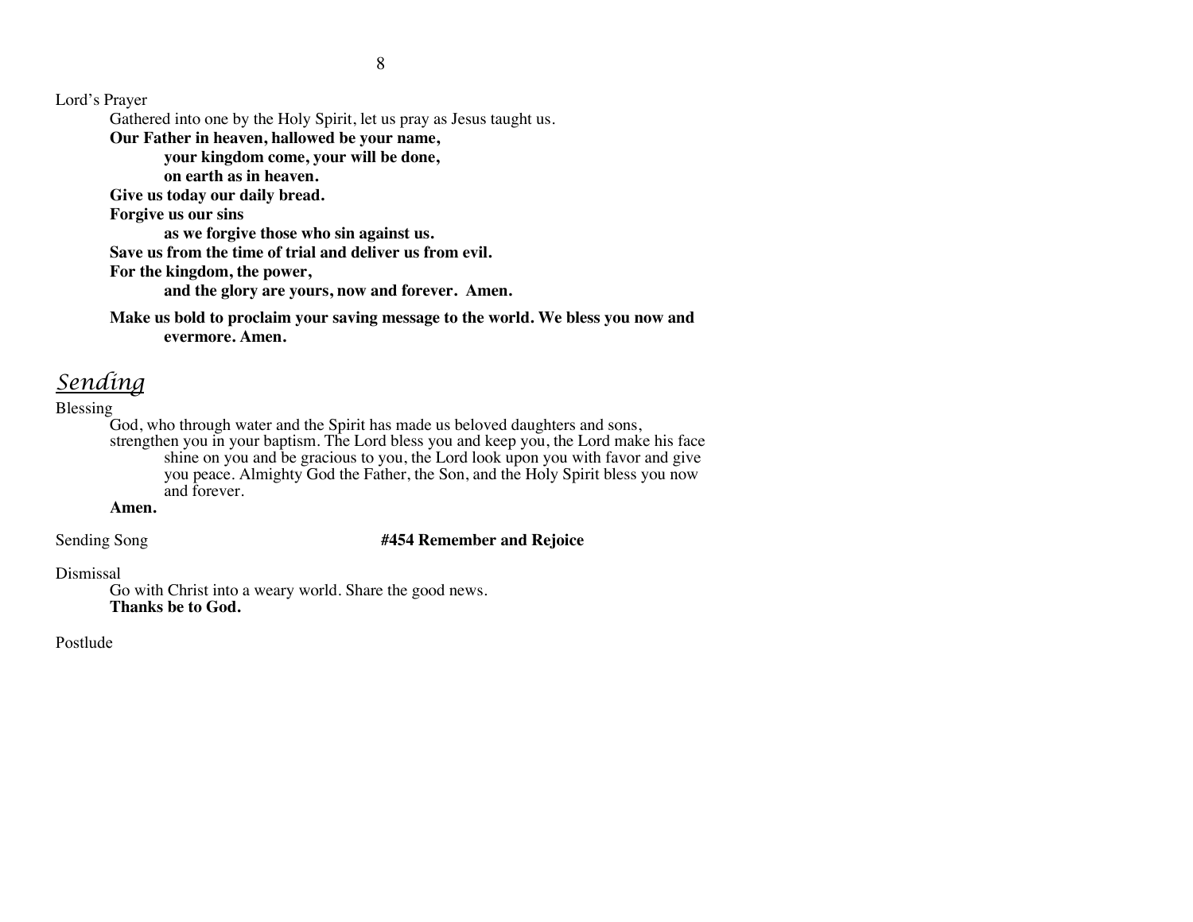Lord's Prayer

Gathered into one by the Holy Spirit, let us pray as Jesus taught us.

**Our Father in heaven, hallowed be your name,**
**your kingdom come, your will be done,**
**on earth as in heaven.**
**Give us today our daily bread.**
**Forgive us our sins**
**as we forgive those who sin against us.**
**Save us from the time of trial and deliver us from evil.**
**For the kingdom, the power,**
**and the glory are yours, now and forever. Amen.**

**Make us bold to proclaim your saving message to the world. We bless you now and evermore. Amen.**

## *Sending*

Blessing

God, who through water and the Spirit has made us beloved daughters and sons, strengthen you in your baptism. The Lord bless you and keep you, the Lord make his face shine on you and be gracious to you, the Lord look upon you with favor and give you peace. Almighty God the Father, the Son, and the Holy Spirit bless you now and forever.

**Amen.**

Sending Song **#454 Remember and Rejoice**

Dismissal

Go with Christ into a weary world. Share the good news.

**Thanks be to God.**

Postlude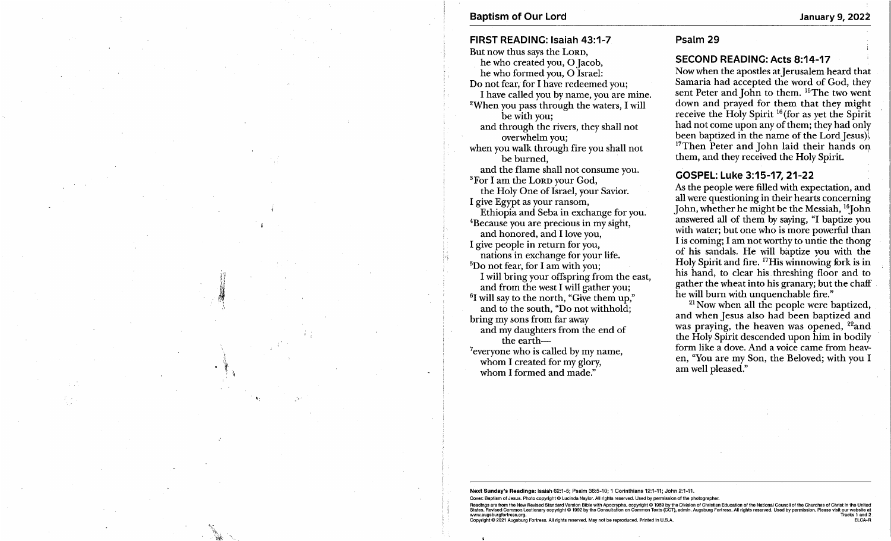## Baptism of Our Lord

January 9, 2022

### FIRST READING: Isaiah 43:1-7

But now thus says the LORD,
he who created you, O Jacob,
he who formed you, O Israel:
Do not fear, for I have redeemed you;
I have called you by name, you are mine.
[2]When you pass through the waters, I will be with you;
and through the rivers, they shall not overwhelm you;
when you walk through fire you shall not be burned,
and the flame shall not consume you.
[3]For I am the LORD your God,
the Holy One of Israel, your Savior.
I give Egypt as your ransom,
Ethiopia and Seba in exchange for you.
[4]Because you are precious in my sight,
and honored, and I love you,
I give people in return for you,
nations in exchange for your life.
[5]Do not fear, for I am with you;
I will bring your offspring from the east,
and from the west I will gather you;
[6]I will say to the north, "Give them up,"
and to the south, "Do not withhold;
bring my sons from far away
and my daughters from the end of the earth—
[7]everyone who is called by my name,
whom I created for my glory,
whom I formed and made."

### Psalm 29

### SECOND READING: Acts 8:14-17

Now when the apostles at Jerusalem heard that Samaria had accepted the word of God, they sent Peter and John to them. [15]The two went down and prayed for them that they might receive the Holy Spirit [16](for as yet the Spirit had not come upon any of them; they had only been baptized in the name of the Lord Jesus). [17]Then Peter and John laid their hands on them, and they received the Holy Spirit.

### GOSPEL: Luke 3:15-17, 21-22

As the people were filled with expectation, and all were questioning in their hearts concerning John, whether he might be the Messiah, [16]John answered all of them by saying, "I baptize you with water; but one who is more powerful than I is coming; I am not worthy to untie the thong of his sandals. He will baptize you with the Holy Spirit and fire. [17]His winnowing fork is in his hand, to clear his threshing floor and to gather the wheat into his granary; but the chaff he will burn with unquenchable fire."

[21]Now when all the people were baptized, and when Jesus also had been baptized and was praying, the heaven was opened, [22]and the Holy Spirit descended upon him in bodily form like a dove. And a voice came from heaven, "You are my Son, the Beloved; with you I am well pleased."

---

**Next Sunday's Readings:** Isaiah 62:1-5; Psalm 36:5-10; 1 Corinthians 12:1-11; John 2:1-11.

Cover: Baptism of Jesus. Photo copyright © Lucinda Naylor. All rights reserved. Used by permission of the photographer.

Readings are from the New Revised Standard Version Bible with Apocrypha, copyright © 1989 by the Division of Christian Education of the National Council of the Churches of Christ in the United States. Revised Common Lectionary copyright © 1992 by the Consultation on Common Texts (CCT), admin. Augsburg Fortress. All rights reserved. Used by permission. Please visit our website at www.augsburgfortress.org. Tracks 1 and 2

Copyright © 2021 Augsburg Fortress. All rights reserved. May not be reproduced. Printed in U.S.A. ELCA-R